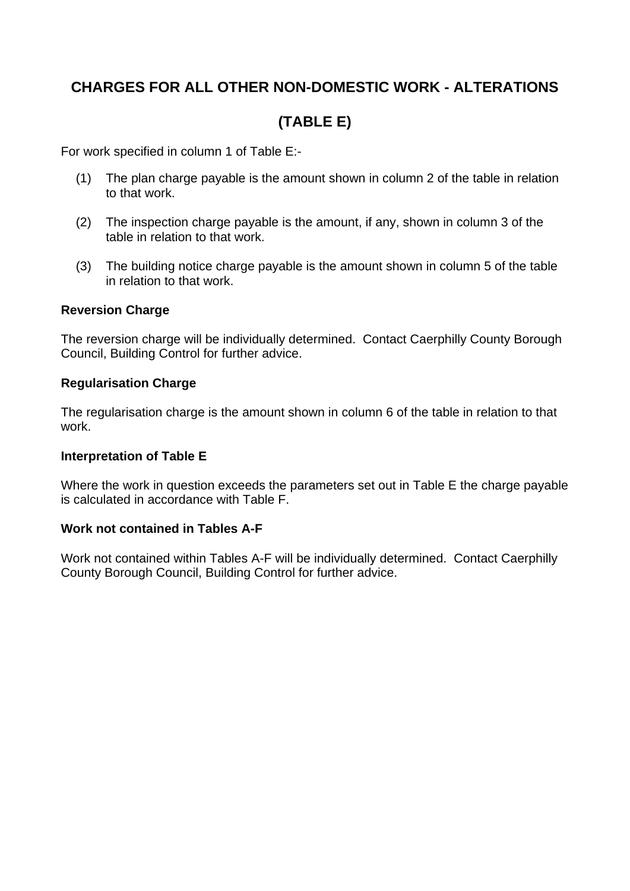# CHARGES FOR ALL OTHER NON-DOMESTIC WORK - ALTERATIONS

# (TABLE E)

For work specified in column 1 of Table E:-

(1) The plan charge payable is the amount shown in column 2 of the table in relation to that work.

(2) The inspection charge payable is the amount, if any, shown in column 3 of the table in relation to that work.

(3) The building notice charge payable is the amount shown in column 5 of the table in relation to that work.

**Reversion Charge**

The reversion charge will be individually determined. Contact Caerphilly County Borough Council, Building Control for further advice.

**Regularisation Charge**

The regularisation charge is the amount shown in column 6 of the table in relation to that work.

**Interpretation of Table E**

Where the work in question exceeds the parameters set out in Table E the charge payable is calculated in accordance with Table F.

**Work not contained in Tables A-F**

Work not contained within Tables A-F will be individually determined. Contact Caerphilly County Borough Council, Building Control for further advice.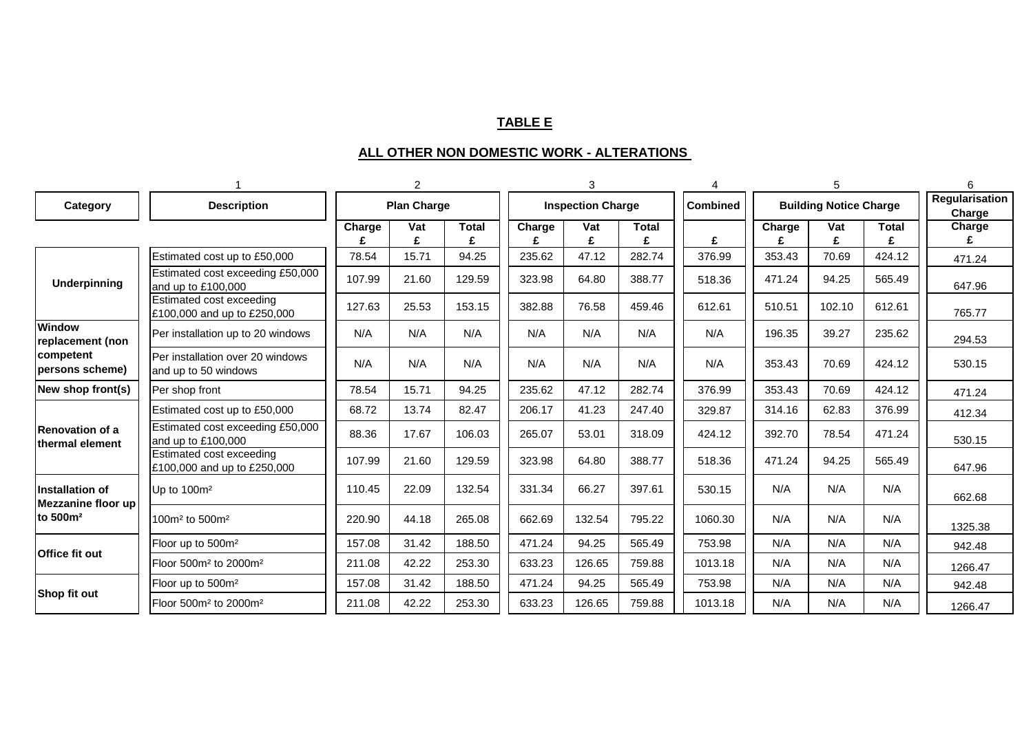**TABLE E**

**ALL OTHER NON DOMESTIC WORK - ALTERATIONS**

| | 1 | 2 | | | 3 | | | 4 | 5 | | | 6 |
|---|---|---|---|---|---|---|---|---|---|---|---|---|
| **Category** | **Description** | **Plan Charge** | | | **Inspection Charge** | | | **Combined** | **Building Notice Charge** | | | **Regularisation Charge** |
| | | **Charge £** | **Vat £** | **Total £** | **Charge £** | **Vat £** | **Total £** | **£** | **Charge £** | **Vat £** | **Total £** | **Charge £** |
| **Underpinning** | Estimated cost up to £50,000 | 78.54 | 15.71 | 94.25 | 235.62 | 47.12 | 282.74 | 376.99 | 353.43 | 70.69 | 424.12 | 471.24 |
| | Estimated cost exceeding £50,000 and up to £100,000 | 107.99 | 21.60 | 129.59 | 323.98 | 64.80 | 388.77 | 518.36 | 471.24 | 94.25 | 565.49 | 647.96 |
| | Estimated cost exceeding £100,000 and up to £250,000 | 127.63 | 25.53 | 153.15 | 382.88 | 76.58 | 459.46 | 612.61 | 510.51 | 102.10 | 612.61 | 765.77 |
| **Window replacement (non competent persons scheme)** | Per installation up to 20 windows | N/A | N/A | N/A | N/A | N/A | N/A | N/A | 196.35 | 39.27 | 235.62 | 294.53 |
| | Per installation over 20 windows and up to 50 windows | N/A | N/A | N/A | N/A | N/A | N/A | N/A | 353.43 | 70.69 | 424.12 | 530.15 |
| **New shop front(s)** | Per shop front | 78.54 | 15.71 | 94.25 | 235.62 | 47.12 | 282.74 | 376.99 | 353.43 | 70.69 | 424.12 | 471.24 |
| **Renovation of a thermal element** | Estimated cost up to £50,000 | 68.72 | 13.74 | 82.47 | 206.17 | 41.23 | 247.40 | 329.87 | 314.16 | 62.83 | 376.99 | 412.34 |
| | Estimated cost exceeding £50,000 and up to £100,000 | 88.36 | 17.67 | 106.03 | 265.07 | 53.01 | 318.09 | 424.12 | 392.70 | 78.54 | 471.24 | 530.15 |
| | Estimated cost exceeding £100,000 and up to £250,000 | 107.99 | 21.60 | 129.59 | 323.98 | 64.80 | 388.77 | 518.36 | 471.24 | 94.25 | 565.49 | 647.96 |
| **Installation of Mezzanine floor up to 500m²** | Up to 100m² | 110.45 | 22.09 | 132.54 | 331.34 | 66.27 | 397.61 | 530.15 | N/A | N/A | N/A | 662.68 |
| | 100m² to 500m² | 220.90 | 44.18 | 265.08 | 662.69 | 132.54 | 795.22 | 1060.30 | N/A | N/A | N/A | 1325.38 |
| **Office fit out** | Floor up to 500m² | 157.08 | 31.42 | 188.50 | 471.24 | 94.25 | 565.49 | 753.98 | N/A | N/A | N/A | 942.48 |
| | Floor 500m² to 2000m² | 211.08 | 42.22 | 253.30 | 633.23 | 126.65 | 759.88 | 1013.18 | N/A | N/A | N/A | 1266.47 |
| **Shop fit out** | Floor up to 500m² | 157.08 | 31.42 | 188.50 | 471.24 | 94.25 | 565.49 | 753.98 | N/A | N/A | N/A | 942.48 |
| | Floor 500m² to 2000m² | 211.08 | 42.22 | 253.30 | 633.23 | 126.65 | 759.88 | 1013.18 | N/A | N/A | N/A | 1266.47 |